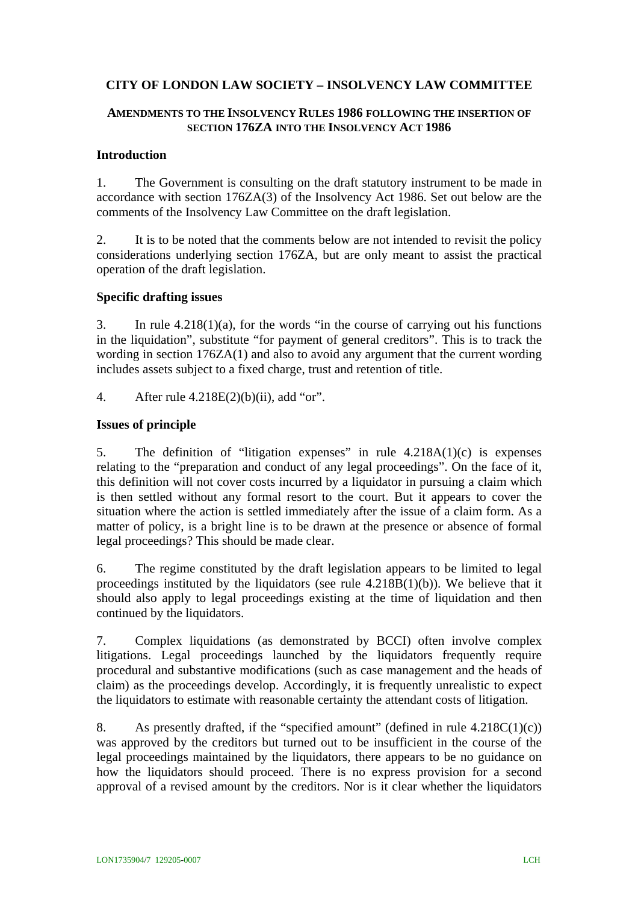# CITY OF LONDON LAW SOCIETY – INSOLVENCY LAW COMMITTEE

## AMENDMENTS TO THE INSOLVENCY RULES 1986 FOLLOWING THE INSERTION OF SECTION 176ZA INTO THE INSOLVENCY ACT 1986

### Introduction

1. The Government is consulting on the draft statutory instrument to be made in accordance with section 176ZA(3) of the Insolvency Act 1986. Set out below are the comments of the Insolvency Law Committee on the draft legislation.

2. It is to be noted that the comments below are not intended to revisit the policy considerations underlying section 176ZA, but are only meant to assist the practical operation of the draft legislation.

### Specific drafting issues

3. In rule 4.218(1)(a), for the words "in the course of carrying out his functions in the liquidation", substitute "for payment of general creditors". This is to track the wording in section 176ZA(1) and also to avoid any argument that the current wording includes assets subject to a fixed charge, trust and retention of title.

4. After rule 4.218E(2)(b)(ii), add "or".

### Issues of principle

5. The definition of "litigation expenses" in rule 4.218A(1)(c) is expenses relating to the "preparation and conduct of any legal proceedings". On the face of it, this definition will not cover costs incurred by a liquidator in pursuing a claim which is then settled without any formal resort to the court. But it appears to cover the situation where the action is settled immediately after the issue of a claim form. As a matter of policy, is a bright line is to be drawn at the presence or absence of formal legal proceedings? This should be made clear.

6. The regime constituted by the draft legislation appears to be limited to legal proceedings instituted by the liquidators (see rule 4.218B(1)(b)). We believe that it should also apply to legal proceedings existing at the time of liquidation and then continued by the liquidators.

7. Complex liquidations (as demonstrated by BCCI) often involve complex litigations. Legal proceedings launched by the liquidators frequently require procedural and substantive modifications (such as case management and the heads of claim) as the proceedings develop. Accordingly, it is frequently unrealistic to expect the liquidators to estimate with reasonable certainty the attendant costs of litigation.

8. As presently drafted, if the "specified amount" (defined in rule 4.218C(1)(c)) was approved by the creditors but turned out to be insufficient in the course of the legal proceedings maintained by the liquidators, there appears to be no guidance on how the liquidators should proceed. There is no express provision for a second approval of a revised amount by the creditors. Nor is it clear whether the liquidators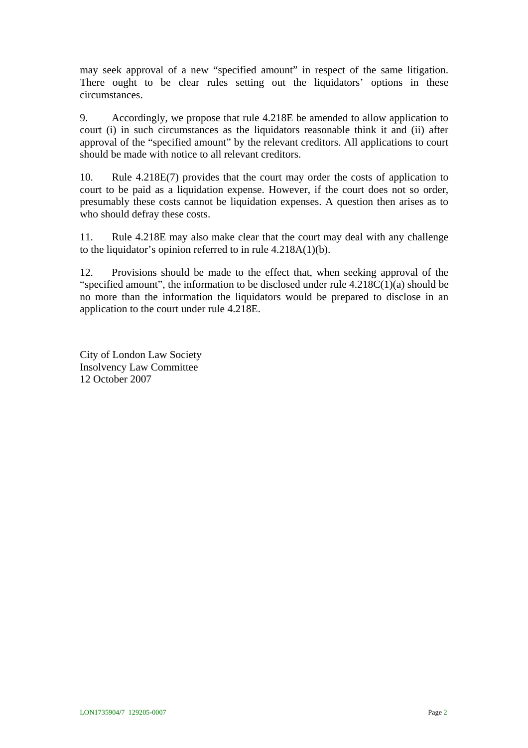may seek approval of a new "specified amount" in respect of the same litigation. There ought to be clear rules setting out the liquidators' options in these circumstances.

9. Accordingly, we propose that rule 4.218E be amended to allow application to court (i) in such circumstances as the liquidators reasonable think it and (ii) after approval of the "specified amount" by the relevant creditors. All applications to court should be made with notice to all relevant creditors.

10. Rule 4.218E(7) provides that the court may order the costs of application to court to be paid as a liquidation expense. However, if the court does not so order, presumably these costs cannot be liquidation expenses. A question then arises as to who should defray these costs.

11. Rule 4.218E may also make clear that the court may deal with any challenge to the liquidator's opinion referred to in rule 4.218A(1)(b).

12. Provisions should be made to the effect that, when seeking approval of the "specified amount", the information to be disclosed under rule 4.218C(1)(a) should be no more than the information the liquidators would be prepared to disclose in an application to the court under rule 4.218E.

City of London Law Society
Insolvency Law Committee
12 October 2007

LON1735904/7 129205-0007